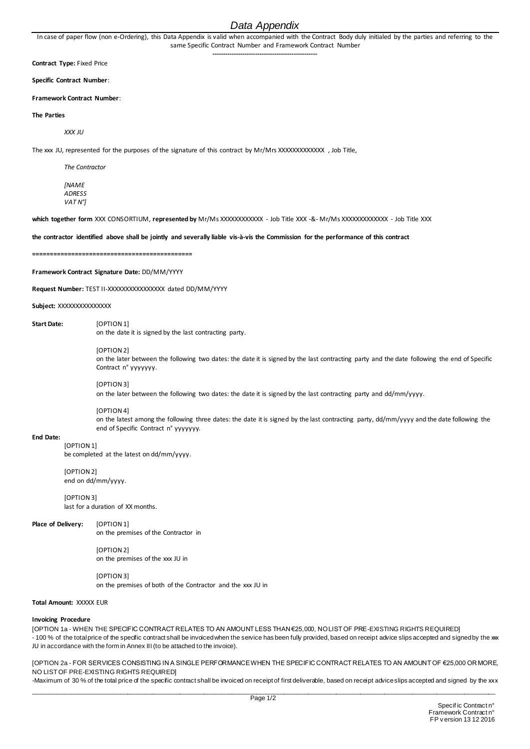# Data Appendix

In case of paper flow (non e-Ordering), this Data Appendix is valid when accompanied with the Contract Body duly initialed by the parties and referring to the same Specific Contract Number and Framework Contract Number

--------------------------------------------------

**Contract Type:** Fixed Price

**Specific Contract Number**:

**Framework Contract Number**:

**The Parties**

*XXX JU*

The xxx JU, represented for the purposes of the signature of this contract by Mr/Mrs XXXXXXXXXXXXX , Job Title,

*The Contractor*

*[NAME*
*ADRESS*
*VAT N°]*

**which together form** XXX CONSORTIUM, **represented by** Mr/Ms XXXXXXXXXXXX - Job Title XXX -&- Mr/Ms XXXXXXXXXXXXX - Job Title XXX

**the contractor identified above shall be jointly and severally liable vis-à-vis the Commission for the performance of this contract**

==============================================

**Framework Contract Signature Date:** DD/MM/YYYY

**Request Number:** TEST II-XXXXXXXXXXXXXXXX dated DD/MM/YYYY

**Subject:** XXXXXXXXXXXXXXX

**Start Date:**

[OPTION 1]
on the date it is signed by the last contracting party.

[OPTION 2]
on the later between the following two dates: the date it is signed by the last contracting party and the date following the end of Specific Contract n° yyyyyyy.

[OPTION 3]
on the later between the following two dates: the date it is signed by the last contracting party and dd/mm/yyyy.

[OPTION 4]
on the latest among the following three dates: the date it is signed by the last contracting party, dd/mm/yyyy and the date following the end of Specific Contract n° yyyyyyy.

**End Date:**

[OPTION 1]
be completed at the latest on dd/mm/yyyy.

[OPTION 2]
end on dd/mm/yyyy.

[OPTION 3]
last for a duration of XX months.

**Place of Delivery:**

[OPTION 1]
on the premises of the Contractor in

[OPTION 2]
on the premises of the xxx JU in

[OPTION 3]
on the premises of both of the Contractor and the xxx JU in

**Total Amount:** XXXXX EUR

**Invoicing Procedure**

[OPTION 1a - WHEN THE SPECIFIC CONTRACT RELATES TO AN AMOUNT LESS THAN €25,000, NO LIST OF PRE-EXISTING RIGHTS REQUIRED]
- 100 % of the total price of the specific contract shall be invoiced when the service has been fully provided, based on receipt advice slips accepted and signed by the xxx JU in accordance with the form in Annex III (to be attached to the invoice).

[OPTION 2a - FOR SERVICES CONSISTING IN A SINGLE PERFORMANCE WHEN THE SPECIFIC CONTRACT RELATES TO AN AMOUNT OF €25,000 OR MORE, NO LIST OF PRE-EXISTING RIGHTS REQUIRED]
-Maximum of 30 % of the total price of the specific contract shall be invoiced on receipt of first deliverable, based on receipt advice slips accepted and signed by the xxx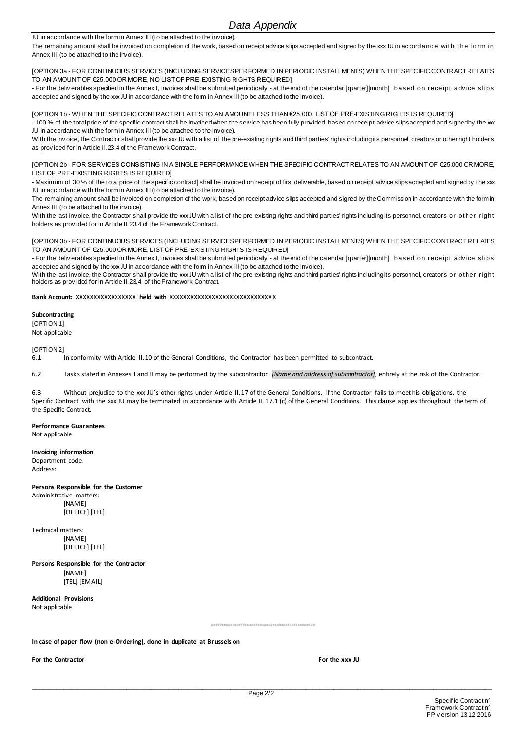JU in accordance with the form in Annex III (to be attached to the invoice).

The remaining amount shall be invoiced on completion of the work, based on receipt advice slips accepted and signed by the xxx JU in accordance with the form in Annex III (to be attached to the invoice).

[OPTION 3a - FOR CONTINUOUS SERVICES (INCLUDING SERVICES PERFORMED IN PERIODIC INSTALLMENTS) WHEN THE SPECIFIC CONTRACT RELATES TO AN AMOUNT OF €25,000 OR MORE, NO LIST OF PRE-EXISTING RIGHTS REQUIRED]

- For the deliverables specified in the Annex I, invoices shall be submitted periodically - at the end of the calendar [quarter][month] based on receipt advice slips accepted and signed by the xxx JU in accordance with the form in Annex III (to be attached to the invoice).

[OPTION 1b - WHEN THE SPECIFIC CONTRACT RELATES TO AN AMOUNT LESS THAN €25,000, LIST OF PRE-EXISTING RIGHTS IS REQUIRED]

- 100 % of the total price of the specific contract shall be invoiced when the service has been fully provided, based on receipt advice slips accepted and signed by the xxx JU in accordance with the form in Annex III (to be attached to the invoice).

With the invoice, the Contractor shall provide the xxx JU with a list of the pre-existing rights and third parties' rights including its personnel, creators or other right holders as provided for in Article II.23.4 of the Framework Contract.

[OPTION 2b - FOR SERVICES CONSISTING IN A SINGLE PERFORMANCE WHEN THE SPECIFIC CONTRACT RELATES TO AN AMOUNT OF €25,000 OR MORE, LIST OF PRE-EXISTING RIGHTS IS REQUIRED]

- Maximum of 30 % of the total price of the specific contract] shall be invoiced on receipt of first deliverable, based on receipt advice slips accepted and signed by the xxx JU in accordance with the form in Annex III (to be attached to the invoice).

The remaining amount shall be invoiced on completion of the work, based on receipt advice slips accepted and signed by the Commission in accordance with the form in Annex III (to be attached to the invoice).

With the last invoice, the Contractor shall provide the xxx JU with a list of the pre-existing rights and third parties' rights including its personnel, creators or other right holders as provided for in Article II.23.4 of the Framework Contract.

[OPTION 3b - FOR CONTINUOUS SERVICES (INCLUDING SERVICES PERFORMED IN PERIODIC INSTALLMENTS) WHEN THE SPECIFIC CONTRACT RELATES TO AN AMOUNT OF €25,000 OR MORE, LIST OF PRE-EXISTING RIGHTS IS REQUIRED]

- For the deliverables specified in the Annex I, invoices shall be submitted periodically - at the end of the calendar [quarter][month] based on receipt advice slips accepted and signed by the xxx JU in accordance with the form in Annex III (to be attached to the invoice).

With the last invoice, the Contractor shall provide the xxx JU with a list of the pre-existing rights and third parties' rights including its personnel, creators or other right holders as provided for in Article II.23.4 of the Framework Contract.

**Bank Account:** XXXXXXXXXXXXXXXXX **held with** XXXXXXXXXXXXXXXXXXXXXXXXXXXXXX

**Subcontracting**

[OPTION 1]
Not applicable

[OPTION 2]

6.1 In conformity with Article II.10 of the General Conditions, the Contractor has been permitted to subcontract.

6.2 Tasks stated in Annexes I and II may be performed by the subcontractor *[Name and address of subcontractor]*, entirely at the risk of the Contractor.

6.3 Without prejudice to the xxx JU's other rights under Article II.17 of the General Conditions, if the Contractor fails to meet his obligations, the Specific Contract with the xxx JU may be terminated in accordance with Article II.17.1 (c) of the General Conditions. This clause applies throughout the term of the Specific Contract.

**Performance Guarantees**

Not applicable

**Invoicing information**

Department code:
Address:

**Persons Responsible for the Customer**

Administrative matters:
[NAME]
[OFFICE] [TEL]

Technical matters:
[NAME]
[OFFICE] [TEL]

**Persons Responsible for the Contractor**

[NAME]
[TEL] [EMAIL]

**Additional Provisions**

Not applicable

-------------------------------------------------

**In case of paper flow (non e-Ordering), done in duplicate at Brussels on**

**For the Contractor** **For the xxx JU**